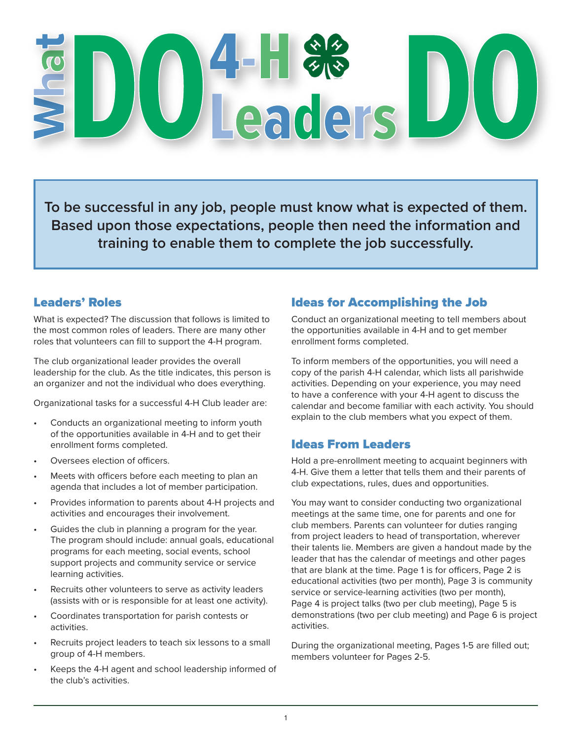# What DO 4-H Leaders DO

**To be successful in any job, people must know what is expected of them. Based upon those expectations, people then need the information and training to enable them to complete the job successfully.**

## Leaders' Roles

What is expected? The discussion that follows is limited to the most common roles of leaders. There are many other roles that volunteers can fill to support the 4-H program.

The club organizational leader provides the overall leadership for the club. As the title indicates, this person is an organizer and not the individual who does everything.

Organizational tasks for a successful 4-H Club leader are:

- Conducts an organizational meeting to inform youth of the opportunities available in 4-H and to get their enrollment forms completed.
- Oversees election of officers.
- Meets with officers before each meeting to plan an agenda that includes a lot of member participation.
- Provides information to parents about 4-H projects and activities and encourages their involvement.
- Guides the club in planning a program for the year. The program should include: annual goals, educational programs for each meeting, social events, school support projects and community service or service learning activities.
- Recruits other volunteers to serve as activity leaders (assists with or is responsible for at least one activity).
- Coordinates transportation for parish contests or activities.
- Recruits project leaders to teach six lessons to a small group of 4-H members.
- Keeps the 4-H agent and school leadership informed of the club's activities.

## Ideas for Accomplishing the Job

Conduct an organizational meeting to tell members about the opportunities available in 4-H and to get member enrollment forms completed.

To inform members of the opportunities, you will need a copy of the parish 4-H calendar, which lists all parishwide activities. Depending on your experience, you may need to have a conference with your 4-H agent to discuss the calendar and become familiar with each activity. You should explain to the club members what you expect of them.

## Ideas From Leaders

Hold a pre-enrollment meeting to acquaint beginners with 4-H. Give them a letter that tells them and their parents of club expectations, rules, dues and opportunities.

You may want to consider conducting two organizational meetings at the same time, one for parents and one for club members. Parents can volunteer for duties ranging from project leaders to head of transportation, wherever their talents lie. Members are given a handout made by the leader that has the calendar of meetings and other pages that are blank at the time. Page 1 is for officers, Page 2 is educational activities (two per month), Page 3 is community service or service-learning activities (two per month), Page 4 is project talks (two per club meeting), Page 5 is demonstrations (two per club meeting) and Page 6 is project activities.

During the organizational meeting, Pages 1-5 are filled out; members volunteer for Pages 2-5.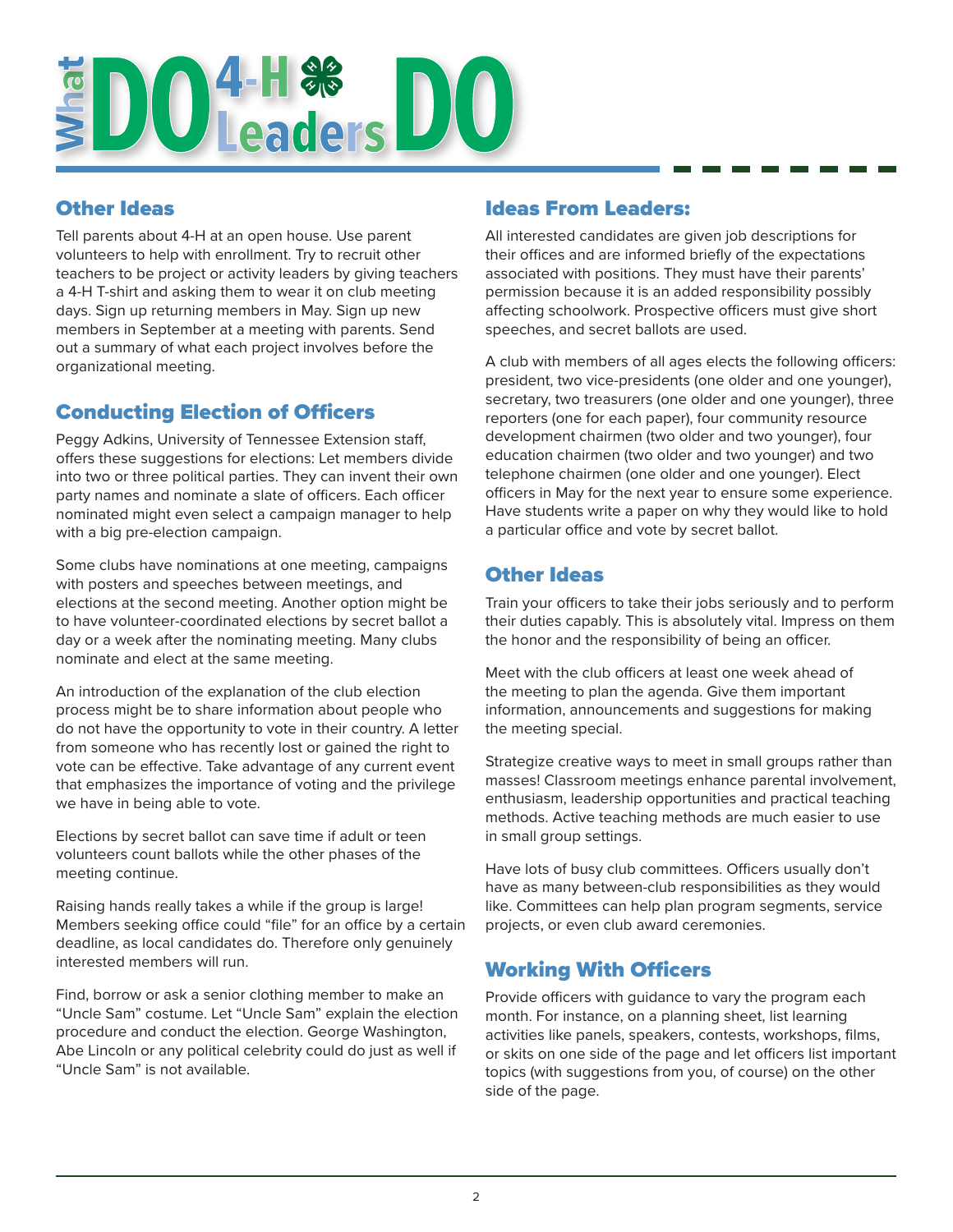# What DO 4-H Leaders DO

## Other Ideas

Tell parents about 4-H at an open house. Use parent volunteers to help with enrollment. Try to recruit other teachers to be project or activity leaders by giving teachers a 4-H T-shirt and asking them to wear it on club meeting days. Sign up returning members in May. Sign up new members in September at a meeting with parents. Send out a summary of what each project involves before the organizational meeting.

## Conducting Election of Officers

Peggy Adkins, University of Tennessee Extension staff, offers these suggestions for elections: Let members divide into two or three political parties. They can invent their own party names and nominate a slate of officers. Each officer nominated might even select a campaign manager to help with a big pre-election campaign.

Some clubs have nominations at one meeting, campaigns with posters and speeches between meetings, and elections at the second meeting. Another option might be to have volunteer-coordinated elections by secret ballot a day or a week after the nominating meeting. Many clubs nominate and elect at the same meeting.

An introduction of the explanation of the club election process might be to share information about people who do not have the opportunity to vote in their country. A letter from someone who has recently lost or gained the right to vote can be effective. Take advantage of any current event that emphasizes the importance of voting and the privilege we have in being able to vote.

Elections by secret ballot can save time if adult or teen volunteers count ballots while the other phases of the meeting continue.

Raising hands really takes a while if the group is large! Members seeking office could "file" for an office by a certain deadline, as local candidates do. Therefore only genuinely interested members will run.

Find, borrow or ask a senior clothing member to make an "Uncle Sam" costume. Let "Uncle Sam" explain the election procedure and conduct the election. George Washington, Abe Lincoln or any political celebrity could do just as well if "Uncle Sam" is not available.

## Ideas From Leaders:

All interested candidates are given job descriptions for their offices and are informed briefly of the expectations associated with positions. They must have their parents' permission because it is an added responsibility possibly affecting schoolwork. Prospective officers must give short speeches, and secret ballots are used.

A club with members of all ages elects the following officers: president, two vice-presidents (one older and one younger), secretary, two treasurers (one older and one younger), three reporters (one for each paper), four community resource development chairmen (two older and two younger), four education chairmen (two older and two younger) and two telephone chairmen (one older and one younger). Elect officers in May for the next year to ensure some experience. Have students write a paper on why they would like to hold a particular office and vote by secret ballot.

## Other Ideas

Train your officers to take their jobs seriously and to perform their duties capably. This is absolutely vital. Impress on them the honor and the responsibility of being an officer.

Meet with the club officers at least one week ahead of the meeting to plan the agenda. Give them important information, announcements and suggestions for making the meeting special.

Strategize creative ways to meet in small groups rather than masses! Classroom meetings enhance parental involvement, enthusiasm, leadership opportunities and practical teaching methods. Active teaching methods are much easier to use in small group settings.

Have lots of busy club committees. Officers usually don't have as many between-club responsibilities as they would like. Committees can help plan program segments, service projects, or even club award ceremonies.

## Working With Officers

Provide officers with guidance to vary the program each month. For instance, on a planning sheet, list learning activities like panels, speakers, contests, workshops, films, or skits on one side of the page and let officers list important topics (with suggestions from you, of course) on the other side of the page.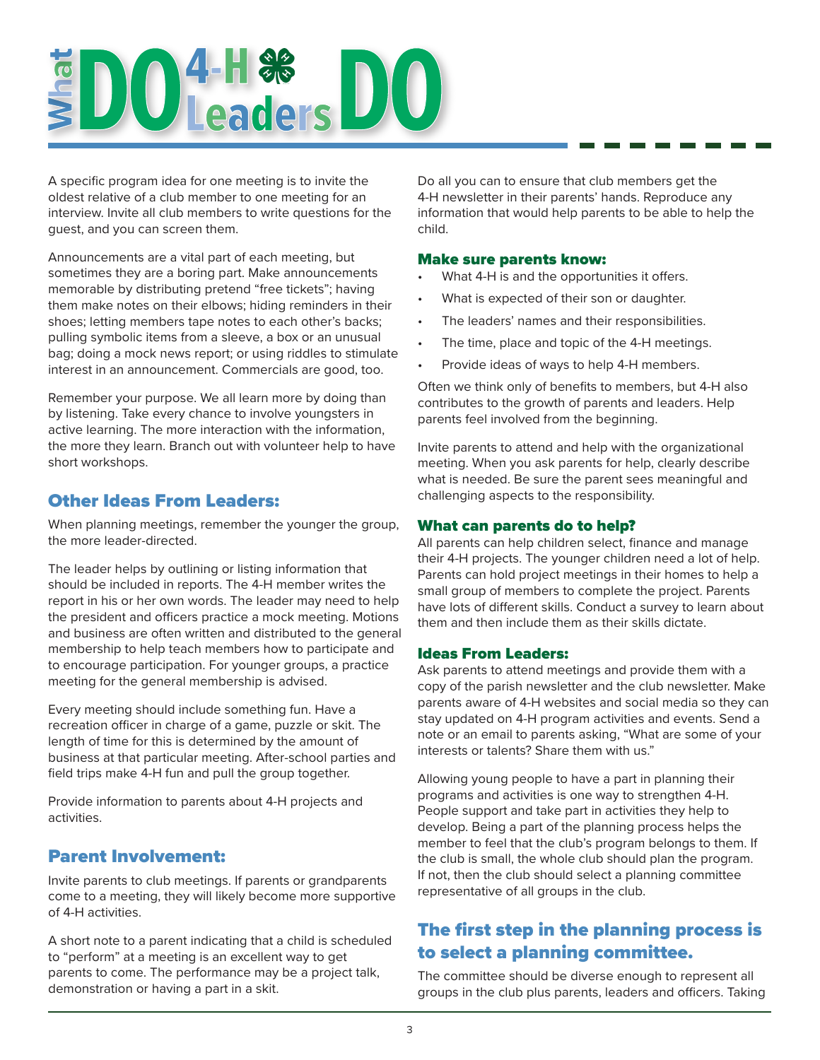# What DO 4-H Leaders DO

A specific program idea for one meeting is to invite the oldest relative of a club member to one meeting for an interview. Invite all club members to write questions for the guest, and you can screen them.

Announcements are a vital part of each meeting, but sometimes they are a boring part. Make announcements memorable by distributing pretend "free tickets"; having them make notes on their elbows; hiding reminders in their shoes; letting members tape notes to each other's backs; pulling symbolic items from a sleeve, a box or an unusual bag; doing a mock news report; or using riddles to stimulate interest in an announcement. Commercials are good, too.

Remember your purpose. We all learn more by doing than by listening. Take every chance to involve youngsters in active learning. The more interaction with the information, the more they learn. Branch out with volunteer help to have short workshops.

## Other Ideas From Leaders:

When planning meetings, remember the younger the group, the more leader-directed.

The leader helps by outlining or listing information that should be included in reports. The 4-H member writes the report in his or her own words. The leader may need to help the president and officers practice a mock meeting. Motions and business are often written and distributed to the general membership to help teach members how to participate and to encourage participation. For younger groups, a practice meeting for the general membership is advised.

Every meeting should include something fun. Have a recreation officer in charge of a game, puzzle or skit. The length of time for this is determined by the amount of business at that particular meeting. After-school parties and field trips make 4-H fun and pull the group together.

Provide information to parents about 4-H projects and activities.

## Parent Involvement:

Invite parents to club meetings. If parents or grandparents come to a meeting, they will likely become more supportive of 4-H activities.

A short note to a parent indicating that a child is scheduled to "perform" at a meeting is an excellent way to get parents to come. The performance may be a project talk, demonstration or having a part in a skit.

Do all you can to ensure that club members get the 4-H newsletter in their parents' hands. Reproduce any information that would help parents to be able to help the child.

### Make sure parents know:

- What 4-H is and the opportunities it offers.
- What is expected of their son or daughter.
- The leaders' names and their responsibilities.
- The time, place and topic of the 4-H meetings.
- Provide ideas of ways to help 4-H members.

Often we think only of benefits to members, but 4-H also contributes to the growth of parents and leaders. Help parents feel involved from the beginning.

Invite parents to attend and help with the organizational meeting. When you ask parents for help, clearly describe what is needed. Be sure the parent sees meaningful and challenging aspects to the responsibility.

### What can parents do to help?

All parents can help children select, finance and manage their 4-H projects. The younger children need a lot of help. Parents can hold project meetings in their homes to help a small group of members to complete the project. Parents have lots of different skills. Conduct a survey to learn about them and then include them as their skills dictate.

### Ideas From Leaders:

Ask parents to attend meetings and provide them with a copy of the parish newsletter and the club newsletter. Make parents aware of 4-H websites and social media so they can stay updated on 4-H program activities and events. Send a note or an email to parents asking, "What are some of your interests or talents? Share them with us."

Allowing young people to have a part in planning their programs and activities is one way to strengthen 4-H. People support and take part in activities they help to develop. Being a part of the planning process helps the member to feel that the club's program belongs to them. If the club is small, the whole club should plan the program. If not, then the club should select a planning committee representative of all groups in the club.

## The first step in the planning process is to select a planning committee.

The committee should be diverse enough to represent all groups in the club plus parents, leaders and officers. Taking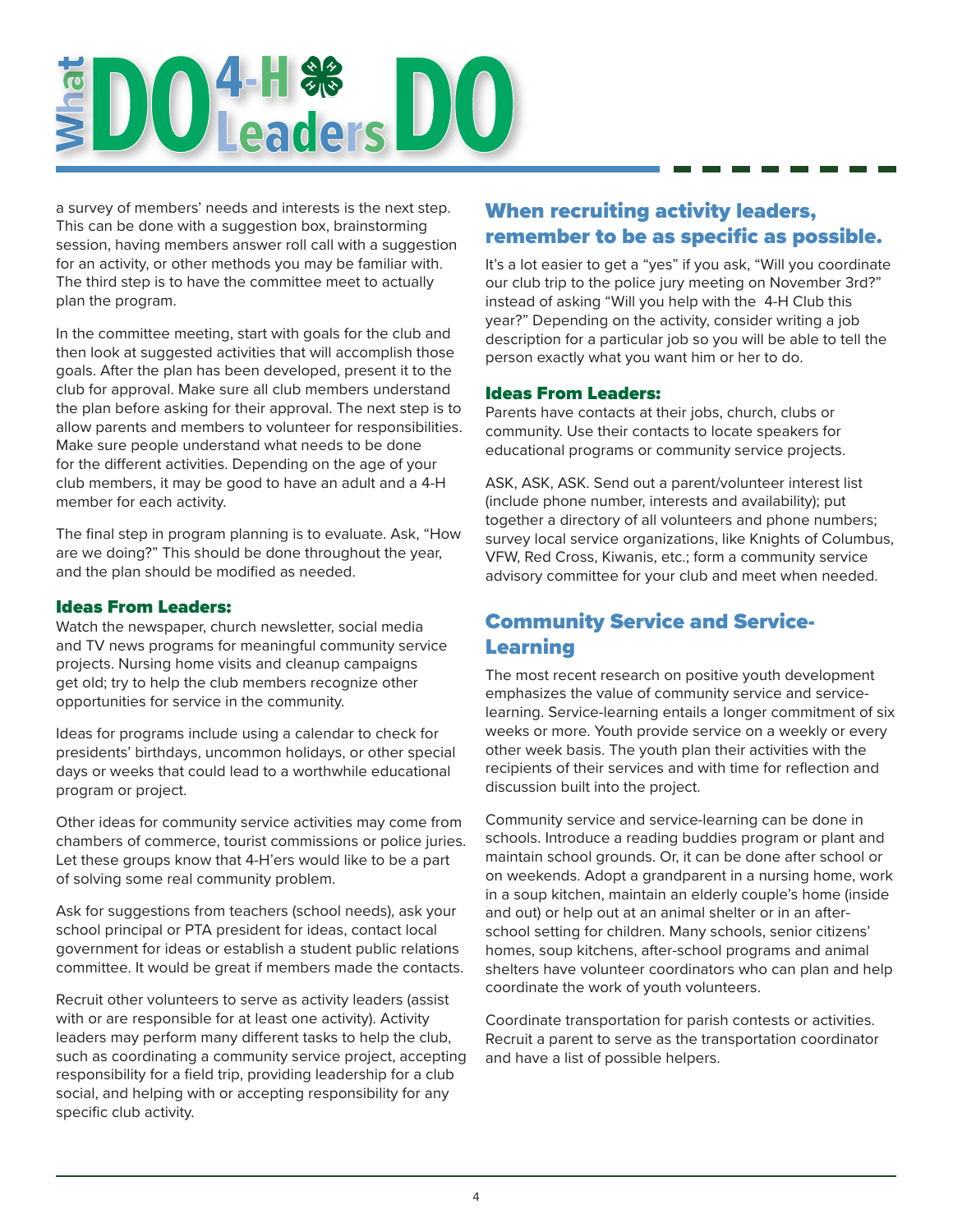a survey of members' needs and interests is the next step. This can be done with a suggestion box, brainstorming session, having members answer roll call with a suggestion for an activity, or other methods you may be familiar with. The third step is to have the committee meet to actually plan the program.

In the committee meeting, start with goals for the club and then look at suggested activities that will accomplish those goals. After the plan has been developed, present it to the club for approval. Make sure all club members understand the plan before asking for their approval. The next step is to allow parents and members to volunteer for responsibilities. Make sure people understand what needs to be done for the different activities. Depending on the age of your club members, it may be good to have an adult and a 4-H member for each activity.

The final step in program planning is to evaluate. Ask, "How are we doing?" This should be done throughout the year, and the plan should be modified as needed.

### Ideas From Leaders:

Watch the newspaper, church newsletter, social media and TV news programs for meaningful community service projects. Nursing home visits and cleanup campaigns get old; try to help the club members recognize other opportunities for service in the community.

Ideas for programs include using a calendar to check for presidents' birthdays, uncommon holidays, or other special days or weeks that could lead to a worthwhile educational program or project.

Other ideas for community service activities may come from chambers of commerce, tourist commissions or police juries. Let these groups know that 4-H'ers would like to be a part of solving some real community problem.

Ask for suggestions from teachers (school needs), ask your school principal or PTA president for ideas, contact local government for ideas or establish a student public relations committee. It would be great if members made the contacts.

Recruit other volunteers to serve as activity leaders (assist with or are responsible for at least one activity). Activity leaders may perform many different tasks to help the club, such as coordinating a community service project, accepting responsibility for a field trip, providing leadership for a club social, and helping with or accepting responsibility for any specific club activity.

## When recruiting activity leaders, remember to be as specific as possible.

It's a lot easier to get a "yes" if you ask, "Will you coordinate our club trip to the police jury meeting on November 3rd?" instead of asking "Will you help with the 4-H Club this year?" Depending on the activity, consider writing a job description for a particular job so you will be able to tell the person exactly what you want him or her to do.

### Ideas From Leaders:

Parents have contacts at their jobs, church, clubs or community. Use their contacts to locate speakers for educational programs or community service projects.

ASK, ASK, ASK. Send out a parent/volunteer interest list (include phone number, interests and availability); put together a directory of all volunteers and phone numbers; survey local service organizations, like Knights of Columbus, VFW, Red Cross, Kiwanis, etc.; form a community service advisory committee for your club and meet when needed.

## Community Service and Service-Learning

The most recent research on positive youth development emphasizes the value of community service and service-learning. Service-learning entails a longer commitment of six weeks or more. Youth provide service on a weekly or every other week basis. The youth plan their activities with the recipients of their services and with time for reflection and discussion built into the project.

Community service and service-learning can be done in schools. Introduce a reading buddies program or plant and maintain school grounds. Or, it can be done after school or on weekends. Adopt a grandparent in a nursing home, work in a soup kitchen, maintain an elderly couple's home (inside and out) or help out at an animal shelter or in an after-school setting for children. Many schools, senior citizens' homes, soup kitchens, after-school programs and animal shelters have volunteer coordinators who can plan and help coordinate the work of youth volunteers.

Coordinate transportation for parish contests or activities. Recruit a parent to serve as the transportation coordinator and have a list of possible helpers.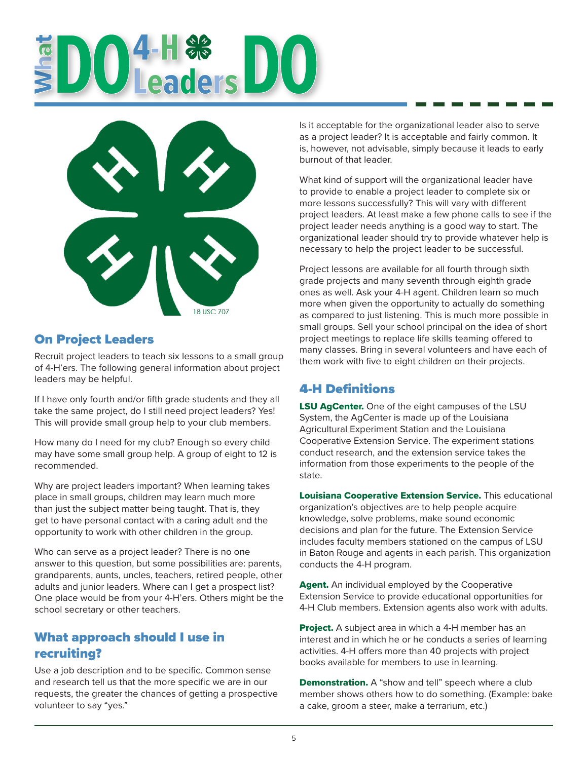# What DO 4-H Leaders DO

18 USC 707

## On Project Leaders

Recruit project leaders to teach six lessons to a small group of 4-H'ers. The following general information about project leaders may be helpful.

If I have only fourth and/or fifth grade students and they all take the same project, do I still need project leaders? Yes! This will provide small group help to your club members.

How many do I need for my club? Enough so every child may have some small group help. A group of eight to 12 is recommended.

Why are project leaders important? When learning takes place in small groups, children may learn much more than just the subject matter being taught. That is, they get to have personal contact with a caring adult and the opportunity to work with other children in the group.

Who can serve as a project leader? There is no one answer to this question, but some possibilities are: parents, grandparents, aunts, uncles, teachers, retired people, other adults and junior leaders. Where can I get a prospect list? One place would be from your 4-H'ers. Others might be the school secretary or other teachers.

## What approach should I use in recruiting?

Use a job description and to be specific. Common sense and research tell us that the more specific we are in our requests, the greater the chances of getting a prospective volunteer to say "yes."

Is it acceptable for the organizational leader also to serve as a project leader? It is acceptable and fairly common. It is, however, not advisable, simply because it leads to early burnout of that leader.

What kind of support will the organizational leader have to provide to enable a project leader to complete six or more lessons successfully? This will vary with different project leaders. At least make a few phone calls to see if the project leader needs anything is a good way to start. The organizational leader should try to provide whatever help is necessary to help the project leader to be successful.

Project lessons are available for all fourth through sixth grade projects and many seventh through eighth grade ones as well. Ask your 4-H agent. Children learn so much more when given the opportunity to actually do something as compared to just listening. This is much more possible in small groups. Sell your school principal on the idea of short project meetings to replace life skills teaming offered to many classes. Bring in several volunteers and have each of them work with five to eight children on their projects.

## 4-H Definitions

**LSU AgCenter.** One of the eight campuses of the LSU System, the AgCenter is made up of the Louisiana Agricultural Experiment Station and the Louisiana Cooperative Extension Service. The experiment stations conduct research, and the extension service takes the information from those experiments to the people of the state.

**Louisiana Cooperative Extension Service.** This educational organization's objectives are to help people acquire knowledge, solve problems, make sound economic decisions and plan for the future. The Extension Service includes faculty members stationed on the campus of LSU in Baton Rouge and agents in each parish. This organization conducts the 4-H program.

**Agent.** An individual employed by the Cooperative Extension Service to provide educational opportunities for 4-H Club members. Extension agents also work with adults.

**Project.** A subject area in which a 4-H member has an interest and in which he or he conducts a series of learning activities. 4-H offers more than 40 projects with project books available for members to use in learning.

**Demonstration.** A "show and tell" speech where a club member shows others how to do something. (Example: bake a cake, groom a steer, make a terrarium, etc.)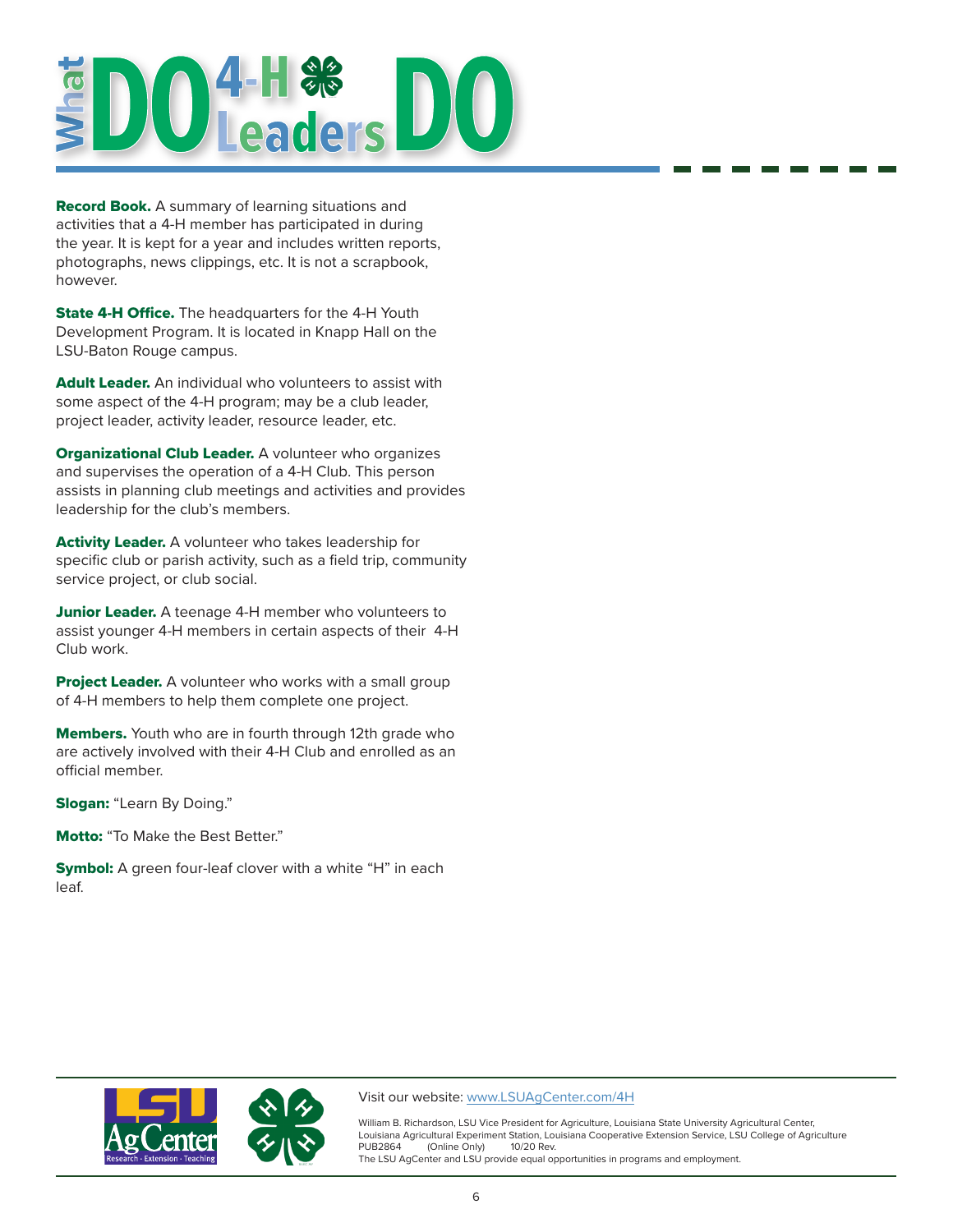# What DO 4-H Leaders DO

**Record Book.** A summary of learning situations and activities that a 4-H member has participated in during the year. It is kept for a year and includes written reports, photographs, news clippings, etc. It is not a scrapbook, however.

**State 4-H Office.** The headquarters for the 4-H Youth Development Program. It is located in Knapp Hall on the LSU-Baton Rouge campus.

**Adult Leader.** An individual who volunteers to assist with some aspect of the 4-H program; may be a club leader, project leader, activity leader, resource leader, etc.

**Organizational Club Leader.** A volunteer who organizes and supervises the operation of a 4-H Club. This person assists in planning club meetings and activities and provides leadership for the club's members.

**Activity Leader.** A volunteer who takes leadership for specific club or parish activity, such as a field trip, community service project, or club social.

**Junior Leader.** A teenage 4-H member who volunteers to assist younger 4-H members in certain aspects of their 4-H Club work.

**Project Leader.** A volunteer who works with a small group of 4-H members to help them complete one project.

**Members.** Youth who are in fourth through 12th grade who are actively involved with their 4-H Club and enrolled as an official member.

**Slogan:** "Learn By Doing."

**Motto:** "To Make the Best Better."

**Symbol:** A green four-leaf clover with a white "H" in each leaf.

Visit our website: www.LSUAgCenter.com/4H

William B. Richardson, LSU Vice President for Agriculture, Louisiana State University Agricultural Center, Louisiana Agricultural Experiment Station, Louisiana Cooperative Extension Service, LSU College of Agriculture
PUB2864 (Online Only) 10/20 Rev.
The LSU AgCenter and LSU provide equal opportunities in programs and employment.